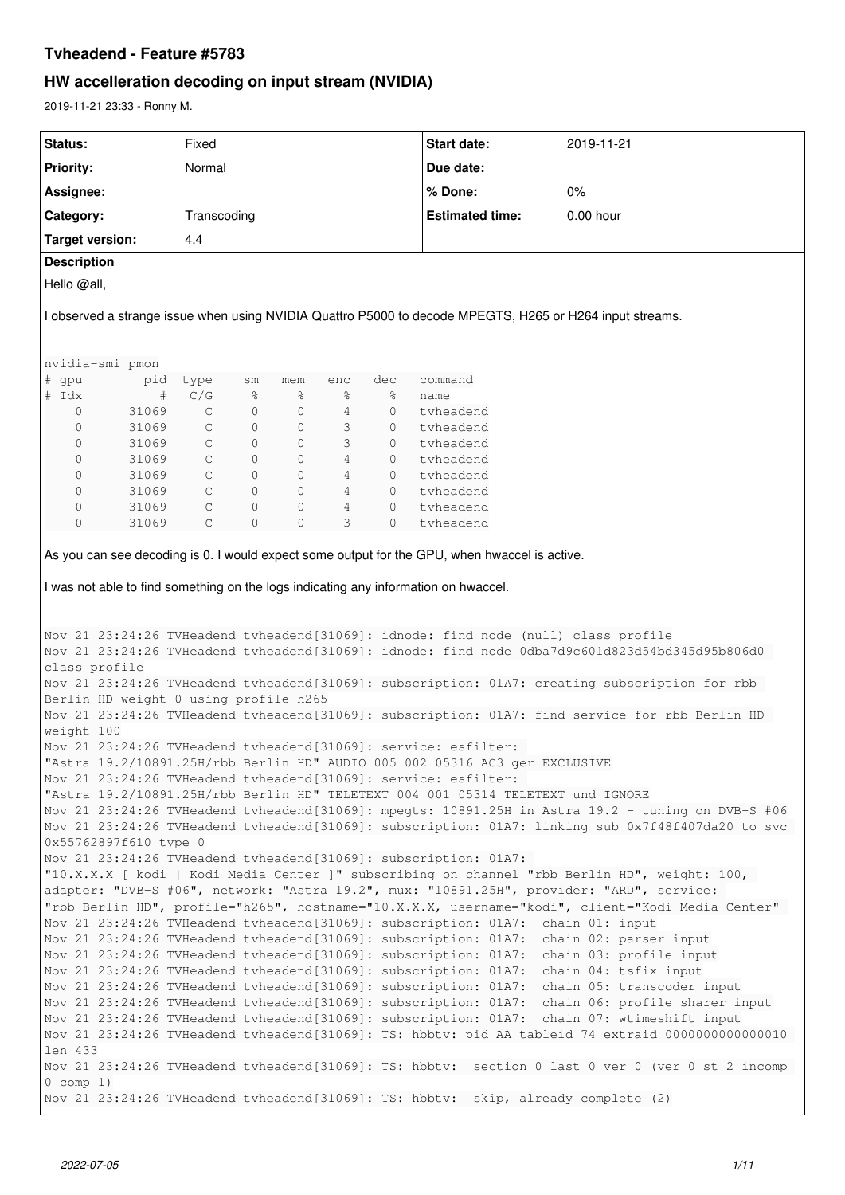# Tvheadend - Feature #5783

## HW accelleration decoding on input stream (NVIDIA)

2019-11-21 23:33 - Ronny M.

| Status: | Fixed | Start date: | 2019-11-21 |
|---|---|---|---|
| Priority: | Normal | Due date: | |
| Assignee: | | % Done: | 0% |
| Category: | Transcoding | Estimated time: | 0.00 hour |
| Target version: | 4.4 | | |

**Description**

Hello @all,

I observed a strange issue when using NVIDIA Quattro P5000 to decode MPEGTS, H265 or H264 input streams.

```
nvidia-smi pmon
# gpu        pid  type    sm   mem   enc   dec   command
# Idx          #   C/G     %     %     %     %   name
    0      31069     C     0     0     4     0   tvheadend
    0      31069     C     0     0     3     0   tvheadend
    0      31069     C     0     0     3     0   tvheadend
    0      31069     C     0     0     4     0   tvheadend
    0      31069     C     0     0     4     0   tvheadend
    0      31069     C     0     0     4     0   tvheadend
    0      31069     C     0     0     4     0   tvheadend
    0      31069     C     0     0     3     0   tvheadend
```

As you can see decoding is 0. I would expect some output for the GPU, when hwaccel is active.

I was not able to find something on the logs indicating any information on hwaccel.

```
Nov 21 23:24:26 TVHeadend tvheadend[31069]: idnode: find node (null) class profile
Nov 21 23:24:26 TVHeadend tvheadend[31069]: idnode: find node 0dba7d9c601d823d54bd345d95b806d0 
class profile
Nov 21 23:24:26 TVHeadend tvheadend[31069]: subscription: 01A7: creating subscription for rbb 
Berlin HD weight 0 using profile h265
Nov 21 23:24:26 TVHeadend tvheadend[31069]: subscription: 01A7: find service for rbb Berlin HD 
weight 100
Nov 21 23:24:26 TVHeadend tvheadend[31069]: service: esfilter: 
"Astra 19.2/10891.25H/rbb Berlin HD" AUDIO 005 002 05316 AC3 ger EXCLUSIVE
Nov 21 23:24:26 TVHeadend tvheadend[31069]: service: esfilter: 
"Astra 19.2/10891.25H/rbb Berlin HD" TELETEXT 004 001 05314 TELETEXT und IGNORE
Nov 21 23:24:26 TVHeadend tvheadend[31069]: mpegts: 10891.25H in Astra 19.2 - tuning on DVB-S #06
Nov 21 23:24:26 TVHeadend tvheadend[31069]: subscription: 01A7: linking sub 0x7f48f407da20 to svc 
0x55762897f610 type 0
Nov 21 23:24:26 TVHeadend tvheadend[31069]: subscription: 01A7: 
"10.X.X.X [ kodi | Kodi Media Center ]" subscribing on channel "rbb Berlin HD", weight: 100, 
adapter: "DVB-S #06", network: "Astra 19.2", mux: "10891.25H", provider: "ARD", service: 
"rbb Berlin HD", profile="h265", hostname="10.X.X.X, username="kodi", client="Kodi Media Center" 
Nov 21 23:24:26 TVHeadend tvheadend[31069]: subscription: 01A7:  chain 01: input
Nov 21 23:24:26 TVHeadend tvheadend[31069]: subscription: 01A7:  chain 02: parser input
Nov 21 23:24:26 TVHeadend tvheadend[31069]: subscription: 01A7:  chain 03: profile input
Nov 21 23:24:26 TVHeadend tvheadend[31069]: subscription: 01A7:  chain 04: tsfix input
Nov 21 23:24:26 TVHeadend tvheadend[31069]: subscription: 01A7:  chain 05: transcoder input
Nov 21 23:24:26 TVHeadend tvheadend[31069]: subscription: 01A7:  chain 06: profile sharer input
Nov 21 23:24:26 TVHeadend tvheadend[31069]: subscription: 01A7:  chain 07: wtimeshift input
Nov 21 23:24:26 TVHeadend tvheadend[31069]: TS: hbbtv: pid AA tableid 74 extraid 0000000000000010 
len 433
Nov 21 23:24:26 TVHeadend tvheadend[31069]: TS: hbbtv:  section 0 last 0 ver 0 (ver 0 st 2 incomp 
0 comp 1)
Nov 21 23:24:26 TVHeadend tvheadend[31069]: TS: hbbtv:  skip, already complete (2)
```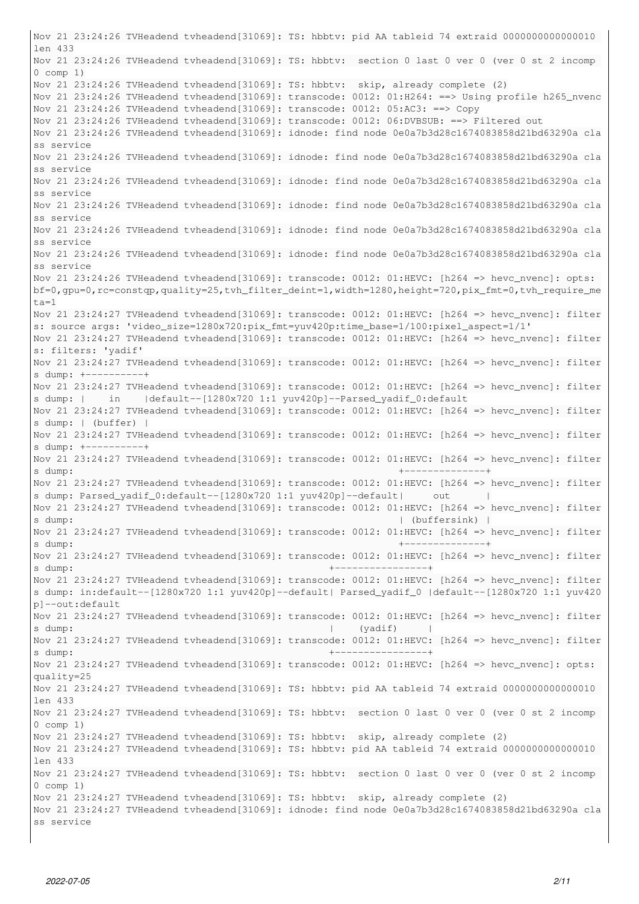```
Nov 21 23:24:26 TVHeadend tvheadend[31069]: TS: hbbtv: pid AA tableid 74 extraid 0000000000000010 len 433
Nov 21 23:24:26 TVHeadend tvheadend[31069]: TS: hbbtv:  section 0 last 0 ver 0 (ver 0 st 2 incomp 0 comp 1)
Nov 21 23:24:26 TVHeadend tvheadend[31069]: TS: hbbtv:  skip, already complete (2)
Nov 21 23:24:26 TVHeadend tvheadend[31069]: transcode: 0012: 01:H264: ==> Using profile h265_nvenc
Nov 21 23:24:26 TVHeadend tvheadend[31069]: transcode: 0012: 05:AC3: ==> Copy
Nov 21 23:24:26 TVHeadend tvheadend[31069]: transcode: 0012: 06:DVBSUB: ==> Filtered out
Nov 21 23:24:26 TVHeadend tvheadend[31069]: idnode: find node 0e0a7b3d28c1674083858d21bd63290a class service
Nov 21 23:24:26 TVHeadend tvheadend[31069]: idnode: find node 0e0a7b3d28c1674083858d21bd63290a class service
Nov 21 23:24:26 TVHeadend tvheadend[31069]: idnode: find node 0e0a7b3d28c1674083858d21bd63290a class service
Nov 21 23:24:26 TVHeadend tvheadend[31069]: idnode: find node 0e0a7b3d28c1674083858d21bd63290a class service
Nov 21 23:24:26 TVHeadend tvheadend[31069]: idnode: find node 0e0a7b3d28c1674083858d21bd63290a class service
Nov 21 23:24:26 TVHeadend tvheadend[31069]: idnode: find node 0e0a7b3d28c1674083858d21bd63290a class service
Nov 21 23:24:26 TVHeadend tvheadend[31069]: transcode: 0012: 01:HEVC: [h264 => hevc_nvenc]: opts: bf=0,gpu=0,rc=constqp,quality=25,tvh_filter_deint=1,width=1280,height=720,pix_fmt=0,tvh_require_meta=1
Nov 21 23:24:27 TVHeadend tvheadend[31069]: transcode: 0012: 01:HEVC: [h264 => hevc_nvenc]: filters: source args: 'video_size=1280x720:pix_fmt=yuv420p:time_base=1/100:pixel_aspect=1/1'
Nov 21 23:24:27 TVHeadend tvheadend[31069]: transcode: 0012: 01:HEVC: [h264 => hevc_nvenc]: filters: filters: 'yadif'
Nov 21 23:24:27 TVHeadend tvheadend[31069]: transcode: 0012: 01:HEVC: [h264 => hevc_nvenc]: filters dump: +----------+
Nov 21 23:24:27 TVHeadend tvheadend[31069]: transcode: 0012: 01:HEVC: [h264 => hevc_nvenc]: filters dump: |    in    |default--[1280x720 1:1 yuv420p]--Parsed_yadif_0:default
Nov 21 23:24:27 TVHeadend tvheadend[31069]: transcode: 0012: 01:HEVC: [h264 => hevc_nvenc]: filters dump: | (buffer) |
Nov 21 23:24:27 TVHeadend tvheadend[31069]: transcode: 0012: 01:HEVC: [h264 => hevc_nvenc]: filters dump: +----------+
Nov 21 23:24:27 TVHeadend tvheadend[31069]: transcode: 0012: 01:HEVC: [h264 => hevc_nvenc]: filters dump:                                                        +--------------+
Nov 21 23:24:27 TVHeadend tvheadend[31069]: transcode: 0012: 01:HEVC: [h264 => hevc_nvenc]: filters dump: Parsed_yadif_0:default--[1280x720 1:1 yuv420p]--default|     out      |
Nov 21 23:24:27 TVHeadend tvheadend[31069]: transcode: 0012: 01:HEVC: [h264 => hevc_nvenc]: filters dump:                                                        | (buffersink) |
Nov 21 23:24:27 TVHeadend tvheadend[31069]: transcode: 0012: 01:HEVC: [h264 => hevc_nvenc]: filters dump:                                                        +--------------+
Nov 21 23:24:27 TVHeadend tvheadend[31069]: transcode: 0012: 01:HEVC: [h264 => hevc_nvenc]: filters dump:                                          +----------------+
Nov 21 23:24:27 TVHeadend tvheadend[31069]: transcode: 0012: 01:HEVC: [h264 => hevc_nvenc]: filters dump: in:default--[1280x720 1:1 yuv420p]--default| Parsed_yadif_0 |default--[1280x720 1:1 yuv420p]--out:default
Nov 21 23:24:27 TVHeadend tvheadend[31069]: transcode: 0012: 01:HEVC: [h264 => hevc_nvenc]: filters dump:                                          |    (yadif)     |
Nov 21 23:24:27 TVHeadend tvheadend[31069]: transcode: 0012: 01:HEVC: [h264 => hevc_nvenc]: filters dump:                                          +----------------+
Nov 21 23:24:27 TVHeadend tvheadend[31069]: transcode: 0012: 01:HEVC: [h264 => hevc_nvenc]: opts: quality=25
Nov 21 23:24:27 TVHeadend tvheadend[31069]: TS: hbbtv: pid AA tableid 74 extraid 0000000000000010 len 433
Nov 21 23:24:27 TVHeadend tvheadend[31069]: TS: hbbtv:  section 0 last 0 ver 0 (ver 0 st 2 incomp 0 comp 1)
Nov 21 23:24:27 TVHeadend tvheadend[31069]: TS: hbbtv:  skip, already complete (2)
Nov 21 23:24:27 TVHeadend tvheadend[31069]: TS: hbbtv: pid AA tableid 74 extraid 0000000000000010 len 433
Nov 21 23:24:27 TVHeadend tvheadend[31069]: TS: hbbtv:  section 0 last 0 ver 0 (ver 0 st 2 incomp 0 comp 1)
Nov 21 23:24:27 TVHeadend tvheadend[31069]: TS: hbbtv:  skip, already complete (2)
Nov 21 23:24:27 TVHeadend tvheadend[31069]: idnode: find node 0e0a7b3d28c1674083858d21bd63290a class service
```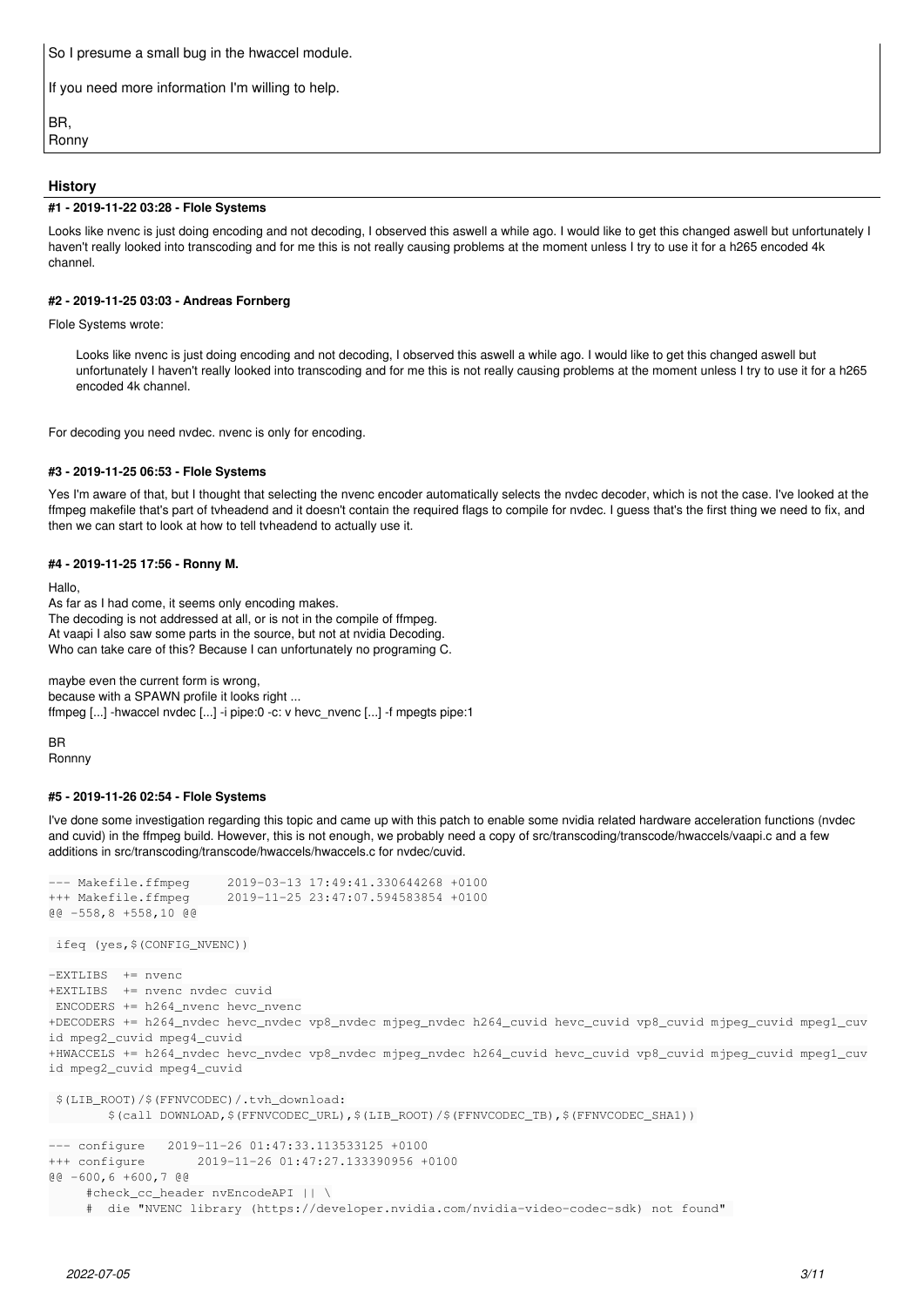So I presume a small bug in the hwaccel module.

If you need more information I'm willing to help.

BR,
Ronny

## History

### #1 - 2019-11-22 03:28 - Flole Systems

Looks like nvenc is just doing encoding and not decoding, I observed this aswell a while ago. I would like to get this changed aswell but unfortunately I haven't really looked into transcoding and for me this is not really causing problems at the moment unless I try to use it for a h265 encoded 4k channel.

### #2 - 2019-11-25 03:03 - Andreas Fornberg

Flole Systems wrote:

> Looks like nvenc is just doing encoding and not decoding, I observed this aswell a while ago. I would like to get this changed aswell but unfortunately I haven't really looked into transcoding and for me this is not really causing problems at the moment unless I try to use it for a h265 encoded 4k channel.

For decoding you need nvdec. nvenc is only for encoding.

### #3 - 2019-11-25 06:53 - Flole Systems

Yes I'm aware of that, but I thought that selecting the nvenc encoder automatically selects the nvdec decoder, which is not the case. I've looked at the ffmpeg makefile that's part of tvheadend and it doesn't contain the required flags to compile for nvdec. I guess that's the first thing we need to fix, and then we can start to look at how to tell tvheadend to actually use it.

### #4 - 2019-11-25 17:56 - Ronny M.

Hallo,
As far as I had come, it seems only encoding makes.
The decoding is not addressed at all, or is not in the compile of ffmpeg.
At vaapi I also saw some parts in the source, but not at nvidia Decoding.
Who can take care of this? Because I can unfortunately no programing C.

maybe even the current form is wrong,
because with a SPAWN profile it looks right ...
ffmpeg [...] -hwaccel nvdec [...] -i pipe:0 -c: v hevc_nvenc [...] -f mpegts pipe:1

BR
Ronnny

### #5 - 2019-11-26 02:54 - Flole Systems

I've done some investigation regarding this topic and came up with this patch to enable some nvidia related hardware acceleration functions (nvdec and cuvid) in the ffmpeg build. However, this is not enough, we probably need a copy of src/transcoding/transcode/hwaccels/vaapi.c and a few additions in src/transcoding/transcode/hwaccels/hwaccels.c for nvdec/cuvid.

```
--- Makefile.ffmpeg     2019-03-13 17:49:41.330644268 +0100
+++ Makefile.ffmpeg     2019-11-25 23:47:07.594583854 +0100
@@ -558,8 +558,10 @@

 ifeq (yes,$(CONFIG_NVENC))

-EXTLIBS  += nvenc
+EXTLIBS  += nvenc nvdec cuvid
 ENCODERS += h264_nvenc hevc_nvenc
+DECODERS += h264_nvdec hevc_nvdec vp8_nvdec mjpeg_nvdec h264_cuvid hevc_cuvid vp8_cuvid mjpeg_cuvid mpeg1_cuvid mpeg2_cuvid mpeg4_cuvid
+HWACCELS += h264_nvdec hevc_nvdec vp8_nvdec mjpeg_nvdec h264_cuvid hevc_cuvid vp8_cuvid mjpeg_cuvid mpeg1_cuvid mpeg2_cuvid mpeg4_cuvid

 $(LIB_ROOT)/$(FFNVCODEC)/.tvh_download:
        $(call DOWNLOAD,$(FFNVCODEC_URL),$(LIB_ROOT)/$(FFNVCODEC_TB),$(FFNVCODEC_SHA1))

--- configure   2019-11-26 01:47:33.113533125 +0100
+++ configure       2019-11-26 01:47:27.133390956 +0100
@@ -600,6 +600,7 @@
     #check_cc_header nvEncodeAPI || \
     #  die "NVENC library (https://developer.nvidia.com/nvidia-video-codec-sdk) not found"
```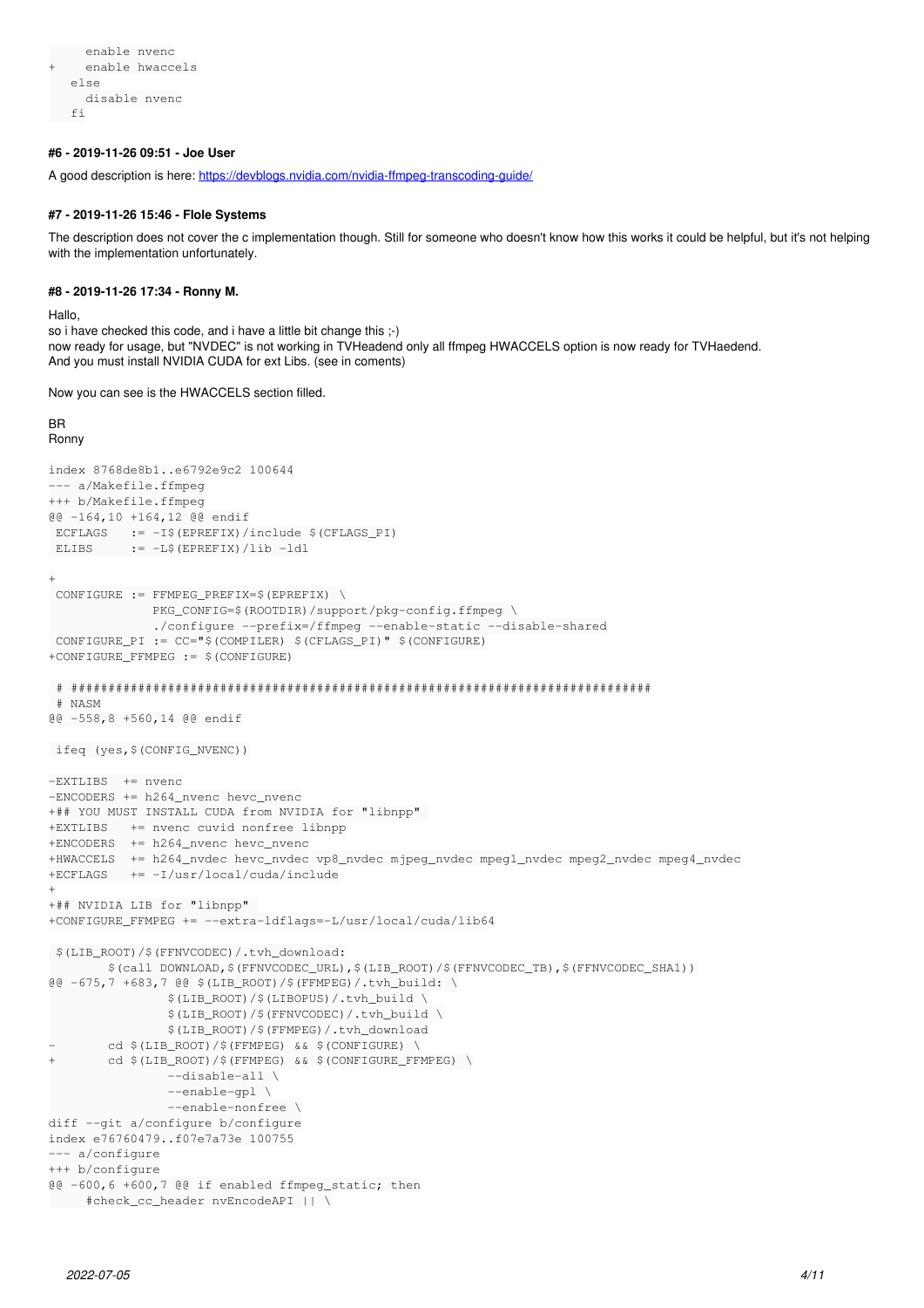```
    enable nvenc
+    enable hwaccels
  else
    disable nvenc
  fi
```

#### #6 - 2019-11-26 09:51 - Joe User

A good description is here: https://devblogs.nvidia.com/nvidia-ffmpeg-transcoding-guide/

#### #7 - 2019-11-26 15:46 - Flole Systems

The description does not cover the c implementation though. Still for someone who doesn't know how this works it could be helpful, but it's not helping with the implementation unfortunately.

#### #8 - 2019-11-26 17:34 - Ronny M.

Hallo,
so i have checked this code, and i have a little bit change this ;-)
now ready for usage, but "NVDEC" is not working in TVHeadend only all ffmpeg HWACCELS option is now ready for TVHaedend.
And you must install NVIDIA CUDA for ext Libs. (see in coments)

Now you can see is the HWACCELS section filled.

BR
Ronny

```
index 8768de8b1..e6792e9c2 100644
--- a/Makefile.ffmpeg
+++ b/Makefile.ffmpeg
@@ -164,10 +164,12 @@ endif
 ECFLAGS    := -I$(EPREFIX)/include $(CFLAGS_PI)
 ELIBS      := -L$(EPREFIX)/lib -ldl

+
 CONFIGURE := FFMPEG_PREFIX=$(EPREFIX) \
              PKG_CONFIG=$(ROOTDIR)/support/pkg-config.ffmpeg \
              ./configure --prefix=/ffmpeg --enable-static --disable-shared
 CONFIGURE_PI := CC="$(COMPILER) $(CFLAGS_PI)" $(CONFIGURE)
+CONFIGURE_FFMPEG := $(CONFIGURE)

 # ##############################################################################
 # NASM
@@ -558,8 +560,14 @@ endif

 ifeq (yes,$(CONFIG_NVENC))

-EXTLIBS  += nvenc
-ENCODERS += h264_nvenc hevc_nvenc
+## YOU MUST INSTALL CUDA from NVIDIA for "libnpp"
+EXTLIBS   += nvenc cuvid nonfree libnpp
+ENCODERS  += h264_nvenc hevc_nvenc
+HWACCELS  += h264_nvdec hevc_nvdec vp8_nvdec mjpeg_nvdec mpeg1_nvdec mpeg2_nvdec mpeg4_nvdec
+ECFLAGS   += -I/usr/local/cuda/include
+
+## NVIDIA LIB for "libnpp"
+CONFIGURE_FFMPEG += --extra-ldflags=-L/usr/local/cuda/lib64

 $(LIB_ROOT)/$(FFNVCODEC)/.tvh_download:
        $(call DOWNLOAD,$(FFNVCODEC_URL),$(LIB_ROOT)/$(FFNVCODEC_TB),$(FFNVCODEC_SHA1))
@@ -675,7 +683,7 @@ $(LIB_ROOT)/$(FFMPEG)/.tvh_build: \
                $(LIB_ROOT)/$(LIBOPUS)/.tvh_build \
                $(LIB_ROOT)/$(FFNVCODEC)/.tvh_build \
                $(LIB_ROOT)/$(FFMPEG)/.tvh_download
-       cd $(LIB_ROOT)/$(FFMPEG) && $(CONFIGURE) \
+       cd $(LIB_ROOT)/$(FFMPEG) && $(CONFIGURE_FFMPEG) \
                --disable-all \
                --enable-gpl \
                --enable-nonfree \
diff --git a/configure b/configure
index e76760479..f07e7a73e 100755
--- a/configure
+++ b/configure
@@ -600,6 +600,7 @@ if enabled ffmpeg_static; then
    #check_cc_header nvEncodeAPI || \
```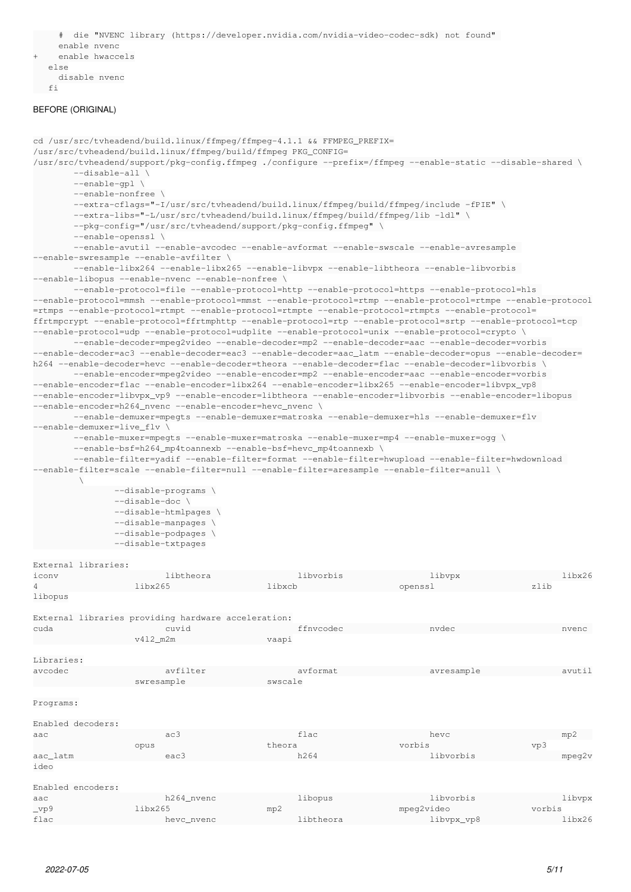```
    #  die "NVENC library (https://developer.nvidia.com/nvidia-video-codec-sdk) not found"
    enable nvenc
+    enable hwaccels
  else
    disable nvenc
  fi
```

BEFORE (ORIGINAL)

```
cd /usr/src/tvheadend/build.linux/ffmpeg/ffmpeg-4.1.1 && FFMPEG_PREFIX=
/usr/src/tvheadend/build.linux/ffmpeg/build/ffmpeg PKG_CONFIG=
/usr/src/tvheadend/support/pkg-config.ffmpeg ./configure --prefix=/ffmpeg --enable-static --disable-shared \
        --disable-all \
        --enable-gpl \
        --enable-nonfree \
        --extra-cflags="-I/usr/src/tvheadend/build.linux/ffmpeg/build/ffmpeg/include -fPIE" \
        --extra-libs="-L/usr/src/tvheadend/build.linux/ffmpeg/build/ffmpeg/lib -ldl" \
        --pkg-config="/usr/src/tvheadend/support/pkg-config.ffmpeg" \
        --enable-openssl \
        --enable-avutil --enable-avcodec --enable-avformat --enable-swscale --enable-avresample 
--enable-swresample --enable-avfilter \
        --enable-libx264 --enable-libx265 --enable-libvpx --enable-libtheora --enable-libvorbis 
--enable-libopus --enable-nvenc --enable-nonfree \
        --enable-protocol=file --enable-protocol=http --enable-protocol=https --enable-protocol=hls 
--enable-protocol=mmsh --enable-protocol=mmst --enable-protocol=rtmp --enable-protocol=rtmpe --enable-protocol
=rtmps --enable-protocol=rtmpt --enable-protocol=rtmpte --enable-protocol=rtmpts --enable-protocol=
ffrtmpcrypt --enable-protocol=ffrtmphttp --enable-protocol=rtp --enable-protocol=srtp --enable-protocol=tcp 
--enable-protocol=udp --enable-protocol=udplite --enable-protocol=unix --enable-protocol=crypto \
        --enable-decoder=mpeg2video --enable-decoder=mp2 --enable-decoder=aac --enable-decoder=vorbis 
--enable-decoder=ac3 --enable-decoder=eac3 --enable-decoder=aac_latm --enable-decoder=opus --enable-decoder=
h264 --enable-decoder=hevc --enable-decoder=theora --enable-decoder=flac --enable-decoder=libvorbis \
        --enable-encoder=mpeg2video --enable-encoder=mp2 --enable-encoder=aac --enable-encoder=vorbis 
--enable-encoder=flac --enable-encoder=libx264 --enable-encoder=libx265 --enable-encoder=libvpx_vp8 
--enable-encoder=libvpx_vp9 --enable-encoder=libtheora --enable-encoder=libvorbis --enable-encoder=libopus 
--enable-encoder=h264_nvenc --enable-encoder=hevc_nvenc \
        --enable-demuxer=mpegts --enable-demuxer=matroska --enable-demuxer=hls --enable-demuxer=flv 
--enable-demuxer=live_flv \
        --enable-muxer=mpegts --enable-muxer=matroska --enable-muxer=mp4 --enable-muxer=ogg \
        --enable-bsf=h264_mp4toannexb --enable-bsf=hevc_mp4toannexb \
        --enable-filter=yadif --enable-filter=format --enable-filter=hwupload --enable-filter=hwdownload 
--enable-filter=scale --enable-filter=null --enable-filter=aresample --enable-filter=anull \
         \
                --disable-programs \
                --disable-doc \
                --disable-htmlpages \
                --disable-manpages \
                --disable-podpages \
                --disable-txtpages

External libraries:
iconv                   libtheora               libvorbis               libvpx                  libx26
4                   libx265                 libxcb                  openssl                 zlib
libopus

External libraries providing hardware acceleration:
cuda                    cuvid                   ffnvcodec               nvdec                   nvenc
                    v4l2_m2m                vaapi

Libraries:
avcodec                 avfilter                avformat                avresample              avutil
                    swresample              swscale

Programs:

Enabled decoders:
aac                     ac3                     flac                    hevc                    mp2
                    opus                    theora                  vorbis                  vp3
aac_latm                eac3                    h264                    libvorbis               mpeg2v
ideo

Enabled encoders:
aac                     h264_nvenc              libopus                 libvorbis               libvpx
_vp9                libx265                 mp2                     mpeg2video              vorbis
flac                    hevc_nvenc              libtheora               libvpx_vp8              libx26
```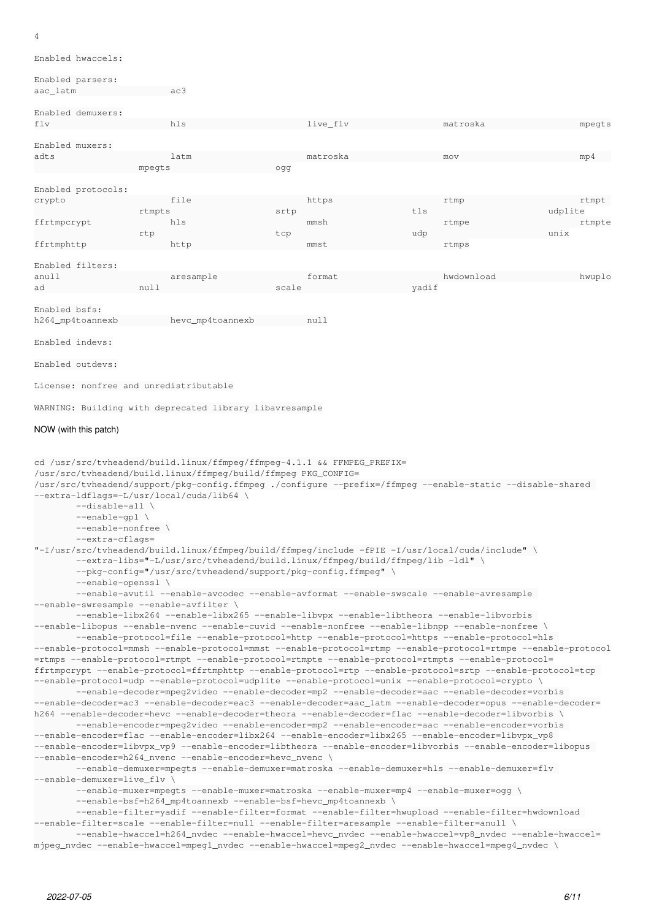```
4

Enabled hwaccels:

Enabled parsers:
aac_latm                ac3

Enabled demuxers:
flv                     hls                     live_flv                matroska                mpegts

Enabled muxers:
adts                    latm                    matroska                mov                     mp4
mpegts                  ogg

Enabled protocols:
crypto                  file                    https                   rtmp                    rtmpt
rtmpts                  srtp                    tls                     udplite
ffrtmpcrypt             hls                     mmsh                    rtmpe                   rtmpte
rtp                     tcp                     udp                     unix
ffrtmphttp              http                    mmst                    rtmps

Enabled filters:
anull                   aresample               format                  hwdownload              hwupload
null                    scale                   yadif

Enabled bsfs:
h264_mp4toannexb        hevc_mp4toannexb        null

Enabled indevs:

Enabled outdevs:

License: nonfree and unredistributable

WARNING: Building with deprecated library libavresample
```

NOW (with this patch)

```
cd /usr/src/tvheadend/build.linux/ffmpeg/ffmpeg-4.1.1 && FFMPEG_PREFIX=
/usr/src/tvheadend/build.linux/ffmpeg/build/ffmpeg PKG_CONFIG=
/usr/src/tvheadend/support/pkg-config.ffmpeg ./configure --prefix=/ffmpeg --enable-static --disable-shared
--extra-ldflags=-L/usr/local/cuda/lib64 \
        --disable-all \
        --enable-gpl \
        --enable-nonfree \
        --extra-cflags=
"-I/usr/src/tvheadend/build.linux/ffmpeg/build/ffmpeg/include -fPIE -I/usr/local/cuda/include" \
        --extra-libs="-L/usr/src/tvheadend/build.linux/ffmpeg/build/ffmpeg/lib -ldl" \
        --pkg-config="/usr/src/tvheadend/support/pkg-config.ffmpeg" \
        --enable-openssl \
        --enable-avutil --enable-avcodec --enable-avformat --enable-swscale --enable-avresample
--enable-swresample --enable-avfilter \
        --enable-libx264 --enable-libx265 --enable-libvpx --enable-libtheora --enable-libvorbis
--enable-libopus --enable-nvenc --enable-cuvid --enable-nonfree --enable-libnpp --enable-nonfree \
        --enable-protocol=file --enable-protocol=http --enable-protocol=https --enable-protocol=hls
--enable-protocol=mmsh --enable-protocol=mmst --enable-protocol=rtmp --enable-protocol=rtmpe --enable-protocol
=rtmps --enable-protocol=rtmpt --enable-protocol=rtmpte --enable-protocol=rtmpts --enable-protocol=
ffrtmpcrypt --enable-protocol=ffrtmphttp --enable-protocol=rtp --enable-protocol=srtp --enable-protocol=tcp
--enable-protocol=udp --enable-protocol=udplite --enable-protocol=unix --enable-protocol=crypto \
        --enable-decoder=mpeg2video --enable-decoder=mp2 --enable-decoder=aac --enable-decoder=vorbis
--enable-decoder=ac3 --enable-decoder=eac3 --enable-decoder=aac_latm --enable-decoder=opus --enable-decoder=
h264 --enable-decoder=hevc --enable-decoder=theora --enable-decoder=flac --enable-decoder=libvorbis \
        --enable-encoder=mpeg2video --enable-encoder=mp2 --enable-encoder=aac --enable-encoder=vorbis
--enable-encoder=flac --enable-encoder=libx264 --enable-encoder=libx265 --enable-encoder=libvpx_vp8
--enable-encoder=libvpx_vp9 --enable-encoder=libtheora --enable-encoder=libvorbis --enable-encoder=libopus
--enable-encoder=h264_nvenc --enable-encoder=hevc_nvenc \
        --enable-demuxer=mpegts --enable-demuxer=matroska --enable-demuxer=hls --enable-demuxer=flv
--enable-demuxer=live_flv \
        --enable-muxer=mpegts --enable-muxer=matroska --enable-muxer=mp4 --enable-muxer=ogg \
        --enable-bsf=h264_mp4toannexb --enable-bsf=hevc_mp4toannexb \
        --enable-filter=yadif --enable-filter=format --enable-filter=hwupload --enable-filter=hwdownload
--enable-filter=scale --enable-filter=null --enable-filter=aresample --enable-filter=anull \
        --enable-hwaccel=h264_nvdec --enable-hwaccel=hevc_nvdec --enable-hwaccel=vp8_nvdec --enable-hwaccel=
mjpeg_nvdec --enable-hwaccel=mpeg1_nvdec --enable-hwaccel=mpeg2_nvdec --enable-hwaccel=mpeg4_nvdec \
```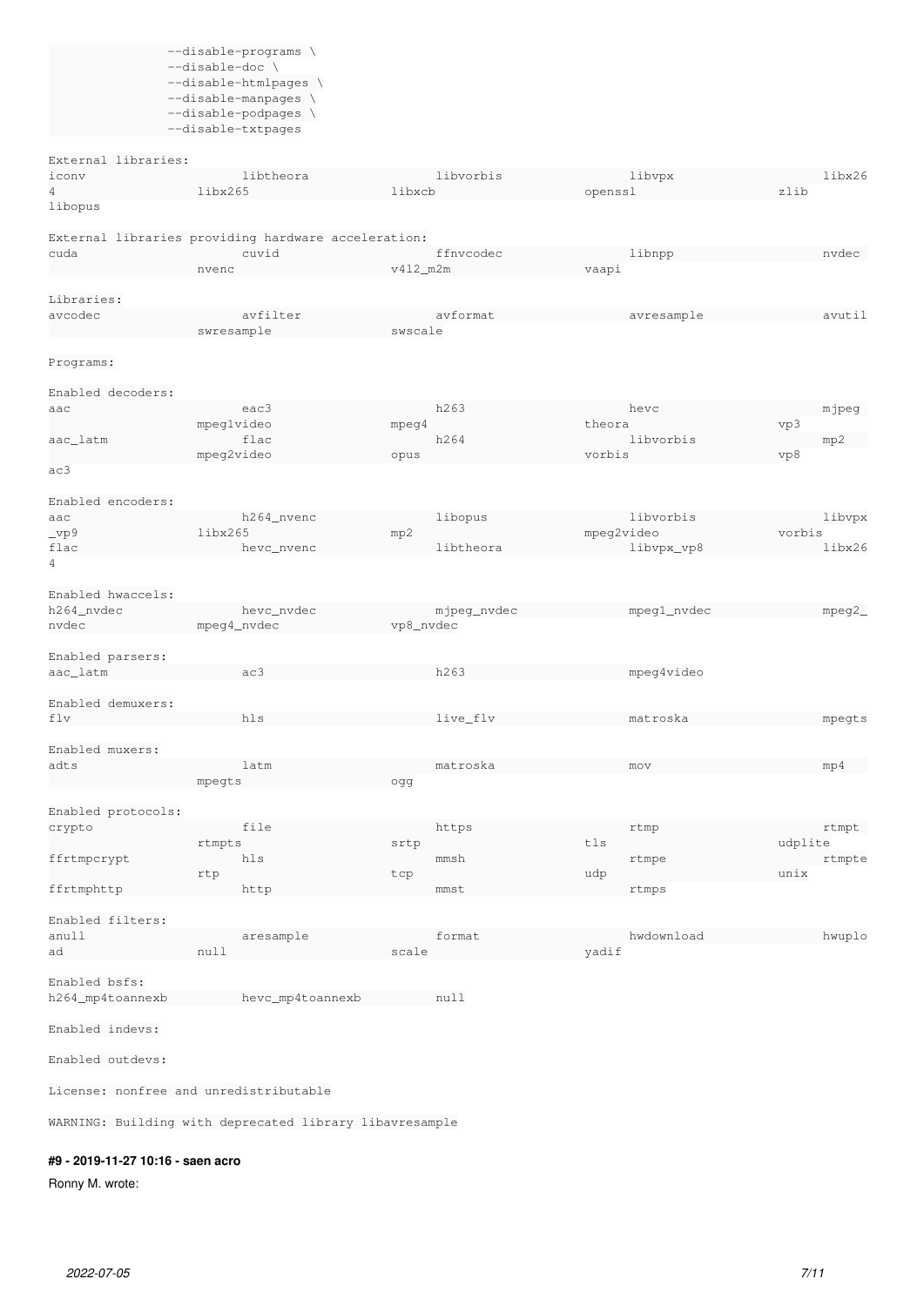```
            --disable-programs \
            --disable-doc \
            --disable-htmlpages \
            --disable-manpages \
            --disable-podpages \
            --disable-txtpages

External libraries:
iconv                   libtheora               libvorbis               libvpx                  libx26
4               libx265                 libxcb                  openssl                 zlib
libopus

External libraries providing hardware acceleration:
cuda                    cuvid                   ffnvcodec               libnpp                  nvdec
                nvenc                   v4l2_m2m                vaapi

Libraries:
avcodec                 avfilter                avformat                avresample              avutil
                swresample              swscale

Programs:

Enabled decoders:
aac                     eac3                    h263                    hevc                    mjpeg
                mpeg1video              mpeg4                   theora                  vp3
aac_latm                flac                    h264                    libvorbis               mp2
                mpeg2video              opus                    vorbis                  vp8
ac3

Enabled encoders:
aac                     h264_nvenc              libopus                 libvorbis               libvpx
_vp9            libx265                 mp2                     mpeg2video              vorbis
flac                    hevc_nvenc              libtheora               libvpx_vp8              libx26
4

Enabled hwaccels:
h264_nvdec              hevc_nvdec              mjpeg_nvdec             mpeg1_nvdec             mpeg2_
nvdec           mpeg4_nvdec             vp8_nvdec

Enabled parsers:
aac_latm                ac3                     h263                    mpeg4video

Enabled demuxers:
flv                     hls                     live_flv                matroska                mpegts

Enabled muxers:
adts                    latm                    matroska                mov                     mp4
                mpegts                  ogg

Enabled protocols:
crypto                  file                    https                   rtmp                    rtmpt
                rtmpts                  srtp                    tls                     udplite
ffrtmpcrypt             hls                     mmsh                    rtmpe                   rtmpte
                rtp                     tcp                     udp                     unix
ffrtmphttp              http                    mmst                    rtmps

Enabled filters:
anull                   aresample               format                  hwdownload              hwuplo
ad              null                    scale                   yadif

Enabled bsfs:
h264_mp4toannexb        hevc_mp4toannexb        null

Enabled indevs:

Enabled outdevs:

License: nonfree and unredistributable

WARNING: Building with deprecated library libavresample
```

**#9 - 2019-11-27 10:16 - saen acro**

Ronny M. wrote: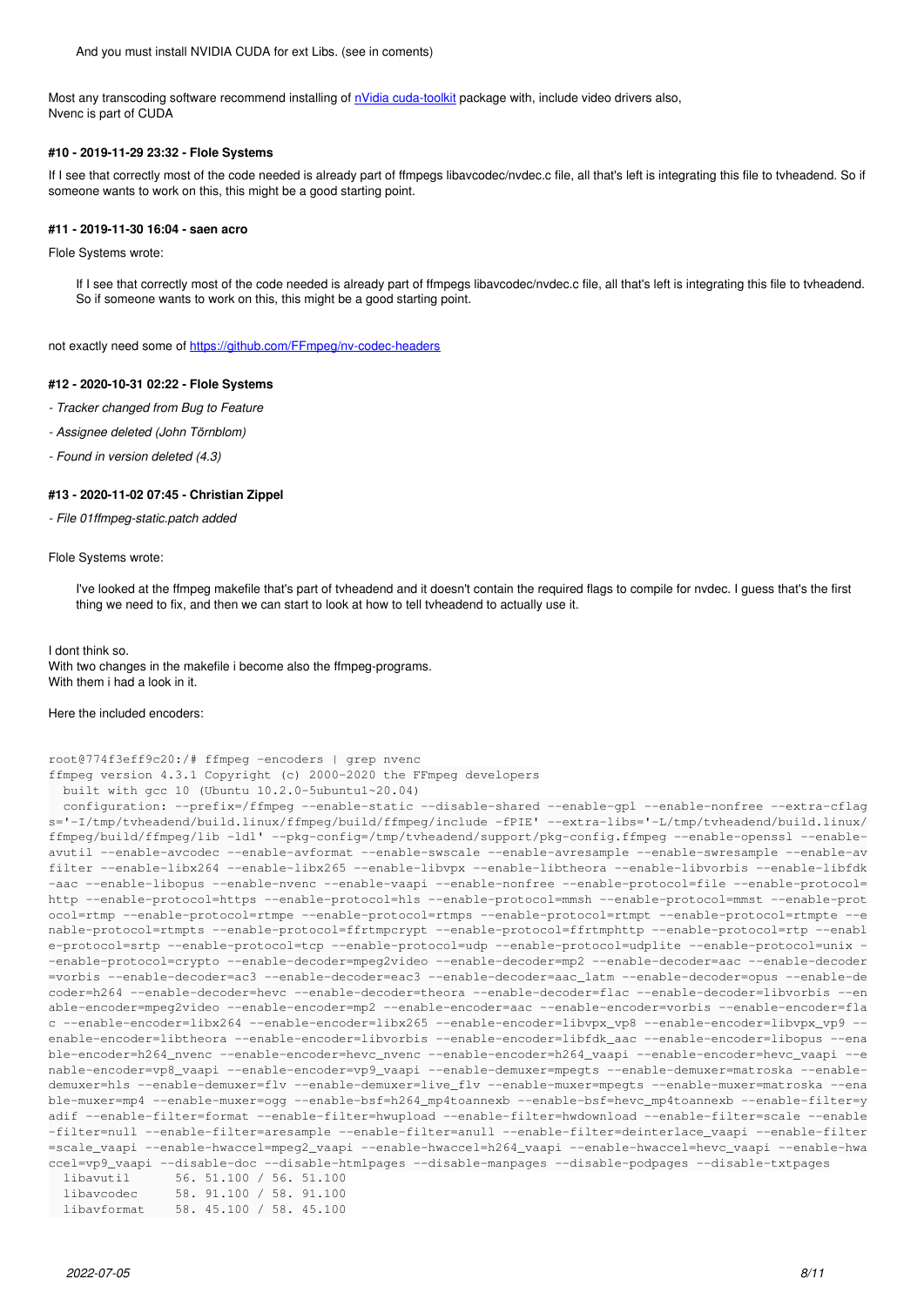> And you must install NVIDIA CUDA for ext Libs. (see in coments)

Most any transcoding software recommend installing of nVidia cuda-toolkit package with, include video drivers also,
Nvenc is part of CUDA

#### #10 - 2019-11-29 23:32 - Flole Systems

If I see that correctly most of the code needed is already part of ffmpegs libavcodec/nvdec.c file, all that's left is integrating this file to tvheadend. So if someone wants to work on this, this might be a good starting point.

#### #11 - 2019-11-30 16:04 - saen acro

Flole Systems wrote:

> If I see that correctly most of the code needed is already part of ffmpegs libavcodec/nvdec.c file, all that's left is integrating this file to tvheadend. So if someone wants to work on this, this might be a good starting point.

not exactly need some of https://github.com/FFmpeg/nv-codec-headers

#### #12 - 2020-10-31 02:22 - Flole Systems

*- Tracker changed from Bug to Feature*

*- Assignee deleted (John Törnblom)*

*- Found in version deleted (4.3)*

#### #13 - 2020-11-02 07:45 - Christian Zippel

*- File 01ffmpeg-static.patch added*

Flole Systems wrote:

> I've looked at the ffmpeg makefile that's part of tvheadend and it doesn't contain the required flags to compile for nvdec. I guess that's the first thing we need to fix, and then we can start to look at how to tell tvheadend to actually use it.

I dont think so.
With two changes in the makefile i become also the ffmpeg-programs.
With them i had a look in it.

Here the included encoders:

```
root@774f3eff9c20:/# ffmpeg -encoders | grep nvenc
ffmpeg version 4.3.1 Copyright (c) 2000-2020 the FFmpeg developers
  built with gcc 10 (Ubuntu 10.2.0-5ubuntu1~20.04)
  configuration: --prefix=/ffmpeg --enable-static --disable-shared --enable-gpl --enable-nonfree --extra-cflags='-I/tmp/tvheadend/build.linux/ffmpeg/build/ffmpeg/include -fPIE' --extra-libs='-L/tmp/tvheadend/build.linux/ffmpeg/build/ffmpeg/lib -ldl' --pkg-config=/tmp/tvheadend/support/pkg-config.ffmpeg --enable-openssl --enable-avutil --enable-avcodec --enable-avformat --enable-swscale --enable-avresample --enable-swresample --enable-avfilter --enable-libx264 --enable-libx265 --enable-libvpx --enable-libtheora --enable-libvorbis --enable-libfdk-aac --enable-libopus --enable-nvenc --enable-vaapi --enable-nonfree --enable-protocol=file --enable-protocol=http --enable-protocol=https --enable-protocol=hls --enable-protocol=mmsh --enable-protocol=mmst --enable-protocol=rtmp --enable-protocol=rtmpe --enable-protocol=rtmps --enable-protocol=rtmpt --enable-protocol=rtmpte --enable-protocol=rtmpts --enable-protocol=ffrtmpcrypt --enable-protocol=ffrtmphttp --enable-protocol=rtp --enable-protocol=srtp --enable-protocol=tcp --enable-protocol=udp --enable-protocol=udplite --enable-protocol=unix --enable-protocol=crypto --enable-decoder=mpeg2video --enable-decoder=mp2 --enable-decoder=aac --enable-decoder=vorbis --enable-decoder=ac3 --enable-decoder=eac3 --enable-decoder=aac_latm --enable-decoder=opus --enable-decoder=h264 --enable-decoder=hevc --enable-decoder=theora --enable-decoder=flac --enable-decoder=libvorbis --enable-encoder=mpeg2video --enable-encoder=mp2 --enable-encoder=aac --enable-encoder=vorbis --enable-encoder=flac --enable-encoder=libx264 --enable-encoder=libx265 --enable-encoder=libvpx_vp8 --enable-encoder=libvpx_vp9 --enable-encoder=libtheora --enable-encoder=libvorbis --enable-encoder=libfdk_aac --enable-encoder=libopus --enable-encoder=h264_nvenc --enable-encoder=hevc_nvenc --enable-encoder=h264_vaapi --enable-encoder=hevc_vaapi --enable-encoder=vp8_vaapi --enable-encoder=vp9_vaapi --enable-demuxer=mpegts --enable-demuxer=matroska --enable-demuxer=hls --enable-demuxer=flv --enable-demuxer=live_flv --enable-muxer=mpegts --enable-muxer=matroska --enable-muxer=mp4 --enable-muxer=ogg --enable-bsf=h264_mp4toannexb --enable-bsf=hevc_mp4toannexb --enable-filter=yadif --enable-filter=format --enable-filter=hwupload --enable-filter=hwdownload --enable-filter=scale --enable-filter=null --enable-filter=aresample --enable-filter=anull --enable-filter=deinterlace_vaapi --enable-filter=scale_vaapi --enable-hwaccel=mpeg2_vaapi --enable-hwaccel=h264_vaapi --enable-hwaccel=hevc_vaapi --enable-hwaccel=vp9_vaapi --disable-doc --disable-htmlpages --disable-manpages --disable-podpages --disable-txtpages
  libavutil      56. 51.100 / 56. 51.100
  libavcodec     58. 91.100 / 58. 91.100
  libavformat    58. 45.100 / 58. 45.100
```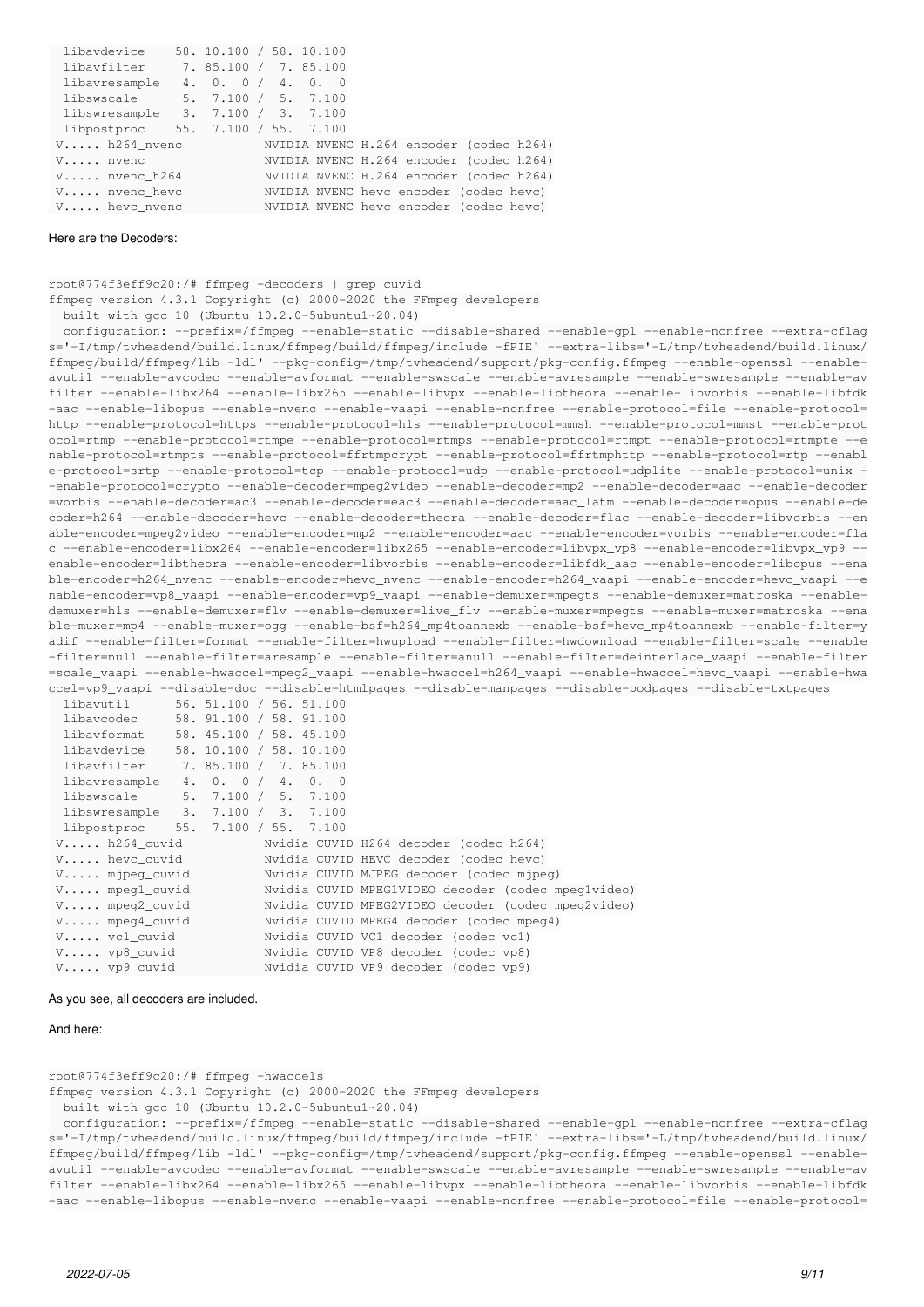```
  libavdevice    58. 10.100 / 58. 10.100
  libavfilter     7. 85.100 /  7. 85.100
  libavresample   4.  0.  0 /  4.  0.  0
  libswscale      5.  7.100 /  5.  7.100
  libswresample   3.  7.100 /  3.  7.100
  libpostproc    55.  7.100 / 55.  7.100
 V..... h264_nvenc           NVIDIA NVENC H.264 encoder (codec h264)
 V..... nvenc                NVIDIA NVENC H.264 encoder (codec h264)
 V..... nvenc_h264           NVIDIA NVENC H.264 encoder (codec h264)
 V..... nvenc_hevc           NVIDIA NVENC hevc encoder (codec hevc)
 V..... hevc_nvenc           NVIDIA NVENC hevc encoder (codec hevc)
```

Here are the Decoders:

```
root@774f3eff9c20:/# ffmpeg -decoders | grep cuvid
ffmpeg version 4.3.1 Copyright (c) 2000-2020 the FFmpeg developers
  built with gcc 10 (Ubuntu 10.2.0-5ubuntu1~20.04)
  configuration: --prefix=/ffmpeg --enable-static --disable-shared --enable-gpl --enable-nonfree --extra-cflags='-I/tmp/tvheadend/build.linux/ffmpeg/build/ffmpeg/include -fPIE' --extra-libs='-L/tmp/tvheadend/build.linux/ffmpeg/build/ffmpeg/lib -ldl' --pkg-config=/tmp/tvheadend/support/pkg-config.ffmpeg --enable-openssl --enable-avutil --enable-avcodec --enable-avformat --enable-swscale --enable-avresample --enable-swresample --enable-avfilter --enable-libx264 --enable-libx265 --enable-libvpx --enable-libtheora --enable-libvorbis --enable-libfdk-aac --enable-libopus --enable-nvenc --enable-vaapi --enable-nonfree --enable-protocol=file --enable-protocol=http --enable-protocol=https --enable-protocol=hls --enable-protocol=mmsh --enable-protocol=mmst --enable-protocol=rtmp --enable-protocol=rtmpe --enable-protocol=rtmps --enable-protocol=rtmpt --enable-protocol=rtmpte --enable-protocol=rtmpts --enable-protocol=ffrtmpcrypt --enable-protocol=ffrtmphttp --enable-protocol=rtp --enable-protocol=srtp --enable-protocol=tcp --enable-protocol=udp --enable-protocol=udplite --enable-protocol=unix --enable-protocol=crypto --enable-decoder=mpeg2video --enable-decoder=mp2 --enable-decoder=aac --enable-decoder=vorbis --enable-decoder=ac3 --enable-decoder=eac3 --enable-decoder=aac_latm --enable-decoder=opus --enable-decoder=h264 --enable-decoder=hevc --enable-decoder=theora --enable-decoder=flac --enable-decoder=libvorbis --enable-encoder=mpeg2video --enable-encoder=mp2 --enable-encoder=aac --enable-encoder=vorbis --enable-encoder=flac --enable-encoder=libx264 --enable-encoder=libx265 --enable-encoder=libvpx_vp8 --enable-encoder=libvpx_vp9 --enable-encoder=libtheora --enable-encoder=libvorbis --enable-encoder=libfdk_aac --enable-encoder=libopus --enable-encoder=h264_nvenc --enable-encoder=hevc_nvenc --enable-encoder=h264_vaapi --enable-encoder=hevc_vaapi --enable-encoder=vp8_vaapi --enable-encoder=vp9_vaapi --enable-demuxer=mpegts --enable-demuxer=matroska --enable-demuxer=hls --enable-demuxer=flv --enable-demuxer=live_flv --enable-muxer=mpegts --enable-muxer=matroska --enable-muxer=mp4 --enable-muxer=ogg --enable-bsf=h264_mp4toannexb --enable-bsf=hevc_mp4toannexb --enable-filter=yadif --enable-filter=format --enable-filter=hwupload --enable-filter=hwdownload --enable-filter=scale --enable-filter=null --enable-filter=aresample --enable-filter=anull --enable-filter=deinterlace_vaapi --enable-filter=scale_vaapi --enable-hwaccel=mpeg2_vaapi --enable-hwaccel=h264_vaapi --enable-hwaccel=hevc_vaapi --enable-hwaccel=vp9_vaapi --disable-doc --disable-htmlpages --disable-manpages --disable-podpages --disable-txtpages
  libavutil      56. 51.100 / 56. 51.100
  libavcodec     58. 91.100 / 58. 91.100
  libavformat    58. 45.100 / 58. 45.100
  libavdevice    58. 10.100 / 58. 10.100
  libavfilter     7. 85.100 /  7. 85.100
  libavresample   4.  0.  0 /  4.  0.  0
  libswscale      5.  7.100 /  5.  7.100
  libswresample   3.  7.100 /  3.  7.100
  libpostproc    55.  7.100 / 55.  7.100
 V..... h264_cuvid           Nvidia CUVID H264 decoder (codec h264)
 V..... hevc_cuvid           Nvidia CUVID HEVC decoder (codec hevc)
 V..... mjpeg_cuvid          Nvidia CUVID MJPEG decoder (codec mjpeg)
 V..... mpeg1_cuvid          Nvidia CUVID MPEG1VIDEO decoder (codec mpeg1video)
 V..... mpeg2_cuvid          Nvidia CUVID MPEG2VIDEO decoder (codec mpeg2video)
 V..... mpeg4_cuvid          Nvidia CUVID MPEG4 decoder (codec mpeg4)
 V..... vc1_cuvid            Nvidia CUVID VC1 decoder (codec vc1)
 V..... vp8_cuvid            Nvidia CUVID VP8 decoder (codec vp8)
 V..... vp9_cuvid            Nvidia CUVID VP9 decoder (codec vp9)
```

As you see, all decoders are included.

And here:

```
root@774f3eff9c20:/# ffmpeg -hwaccels
ffmpeg version 4.3.1 Copyright (c) 2000-2020 the FFmpeg developers
  built with gcc 10 (Ubuntu 10.2.0-5ubuntu1~20.04)
  configuration: --prefix=/ffmpeg --enable-static --disable-shared --enable-gpl --enable-nonfree --extra-cflags='-I/tmp/tvheadend/build.linux/ffmpeg/build/ffmpeg/include -fPIE' --extra-libs='-L/tmp/tvheadend/build.linux/ffmpeg/build/ffmpeg/lib -ldl' --pkg-config=/tmp/tvheadend/support/pkg-config.ffmpeg --enable-openssl --enable-avutil --enable-avcodec --enable-avformat --enable-swscale --enable-avresample --enable-swresample --enable-avfilter --enable-libx264 --enable-libx265 --enable-libvpx --enable-libtheora --enable-libvorbis --enable-libfdk-aac --enable-libopus --enable-nvenc --enable-vaapi --enable-nonfree --enable-protocol=file --enable-protocol=
```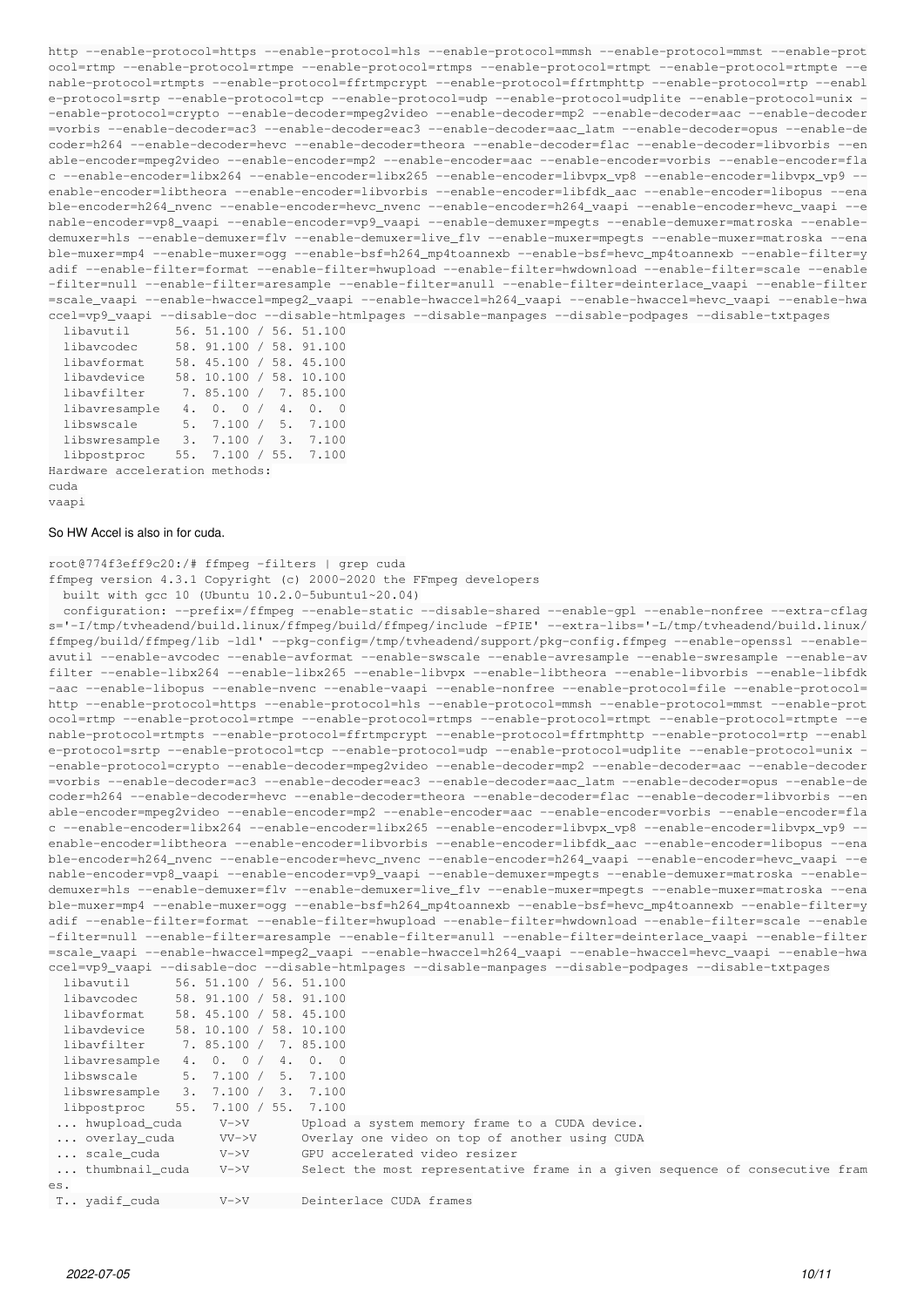```
http --enable-protocol=https --enable-protocol=hls --enable-protocol=mmsh --enable-protocol=mmst --enable-protocol=rtmp --enable-protocol=rtmpe --enable-protocol=rtmps --enable-protocol=rtmpt --enable-protocol=rtmpte --enable-protocol=rtmpts --enable-protocol=ffrtmpcrypt --enable-protocol=ffrtmphttp --enable-protocol=rtp --enable-protocol=srtp --enable-protocol=tcp --enable-protocol=udp --enable-protocol=udplite --enable-protocol=unix --enable-protocol=crypto --enable-decoder=mpeg2video --enable-decoder=mp2 --enable-decoder=aac --enable-decoder=vorbis --enable-decoder=ac3 --enable-decoder=eac3 --enable-decoder=aac_latm --enable-decoder=opus --enable-decoder=h264 --enable-decoder=hevc --enable-decoder=theora --enable-decoder=flac --enable-decoder=libvorbis --enable-encoder=mpeg2video --enable-encoder=mp2 --enable-encoder=aac --enable-encoder=vorbis --enable-encoder=flac --enable-encoder=libx264 --enable-encoder=libx265 --enable-encoder=libvpx_vp8 --enable-encoder=libvpx_vp9 --enable-encoder=libtheora --enable-encoder=libvorbis --enable-encoder=libfdk_aac --enable-encoder=libopus --enable-encoder=h264_nvenc --enable-encoder=hevc_nvenc --enable-encoder=h264_vaapi --enable-encoder=hevc_vaapi --enable-encoder=vp8_vaapi --enable-encoder=vp9_vaapi --enable-demuxer=mpegts --enable-demuxer=matroska --enable-demuxer=hls --enable-demuxer=flv --enable-demuxer=live_flv --enable-muxer=mpegts --enable-muxer=matroska --enable-muxer=mp4 --enable-muxer=ogg --enable-bsf=h264_mp4toannexb --enable-bsf=hevc_mp4toannexb --enable-filter=yadif --enable-filter=format --enable-filter=hwupload --enable-filter=hwdownload --enable-filter=scale --enable-filter=null --enable-filter=aresample --enable-filter=anull --enable-filter=deinterlace_vaapi --enable-filter=scale_vaapi --enable-hwaccel=mpeg2_vaapi --enable-hwaccel=h264_vaapi --enable-hwaccel=hevc_vaapi --enable-hwaccel=vp9_vaapi --disable-doc --disable-htmlpages --disable-manpages --disable-podpages --disable-txtpages
  libavutil      56. 51.100 / 56. 51.100
  libavcodec     58. 91.100 / 58. 91.100
  libavformat    58. 45.100 / 58. 45.100
  libavdevice    58. 10.100 / 58. 10.100
  libavfilter     7. 85.100 /  7. 85.100
  libavresample   4.  0.  0 /  4.  0.  0
  libswscale      5.  7.100 /  5.  7.100
  libswresample   3.  7.100 /  3.  7.100
  libpostproc    55.  7.100 / 55.  7.100
Hardware acceleration methods:
cuda
vaapi
```

So HW Accel is also in for cuda.

```
root@774f3eff9c20:/# ffmpeg -filters | grep cuda
ffmpeg version 4.3.1 Copyright (c) 2000-2020 the FFmpeg developers
  built with gcc 10 (Ubuntu 10.2.0-5ubuntu1~20.04)
  configuration: --prefix=/ffmpeg --enable-static --disable-shared --enable-gpl --enable-nonfree --extra-cflags='-I/tmp/tvheadend/build.linux/ffmpeg/build/ffmpeg/include -fPIE' --extra-libs='-L/tmp/tvheadend/build.linux/ffmpeg/build/ffmpeg/lib -ldl' --pkg-config=/tmp/tvheadend/support/pkg-config.ffmpeg --enable-openssl --enable-avutil --enable-avcodec --enable-avformat --enable-swscale --enable-avresample --enable-swresample --enable-avfilter --enable-libx264 --enable-libx265 --enable-libvpx --enable-libtheora --enable-libvorbis --enable-libfdk-aac --enable-libopus --enable-nvenc --enable-vaapi --enable-nonfree --enable-protocol=file --enable-protocol=http --enable-protocol=https --enable-protocol=hls --enable-protocol=mmsh --enable-protocol=mmst --enable-protocol=rtmp --enable-protocol=rtmpe --enable-protocol=rtmps --enable-protocol=rtmpt --enable-protocol=rtmpte --enable-protocol=rtmpts --enable-protocol=ffrtmpcrypt --enable-protocol=ffrtmphttp --enable-protocol=rtp --enable-protocol=srtp --enable-protocol=tcp --enable-protocol=udp --enable-protocol=udplite --enable-protocol=unix --enable-protocol=crypto --enable-decoder=mpeg2video --enable-decoder=mp2 --enable-decoder=aac --enable-decoder=vorbis --enable-decoder=ac3 --enable-decoder=eac3 --enable-decoder=aac_latm --enable-decoder=opus --enable-decoder=h264 --enable-decoder=hevc --enable-decoder=theora --enable-decoder=flac --enable-decoder=libvorbis --enable-encoder=mpeg2video --enable-encoder=mp2 --enable-encoder=aac --enable-encoder=vorbis --enable-encoder=flac --enable-encoder=libx264 --enable-encoder=libx265 --enable-encoder=libvpx_vp8 --enable-encoder=libvpx_vp9 --enable-encoder=libtheora --enable-encoder=libvorbis --enable-encoder=libfdk_aac --enable-encoder=libopus --enable-encoder=h264_nvenc --enable-encoder=hevc_nvenc --enable-encoder=h264_vaapi --enable-encoder=hevc_vaapi --enable-encoder=vp8_vaapi --enable-encoder=vp9_vaapi --enable-demuxer=mpegts --enable-demuxer=matroska --enable-demuxer=hls --enable-demuxer=flv --enable-demuxer=live_flv --enable-muxer=mpegts --enable-muxer=matroska --enable-muxer=mp4 --enable-muxer=ogg --enable-bsf=h264_mp4toannexb --enable-bsf=hevc_mp4toannexb --enable-filter=yadif --enable-filter=format --enable-filter=hwupload --enable-filter=hwdownload --enable-filter=scale --enable-filter=null --enable-filter=aresample --enable-filter=anull --enable-filter=deinterlace_vaapi --enable-filter=scale_vaapi --enable-hwaccel=mpeg2_vaapi --enable-hwaccel=h264_vaapi --enable-hwaccel=hevc_vaapi --enable-hwaccel=vp9_vaapi --disable-doc --disable-htmlpages --disable-manpages --disable-podpages --disable-txtpages
  libavutil      56. 51.100 / 56. 51.100
  libavcodec     58. 91.100 / 58. 91.100
  libavformat    58. 45.100 / 58. 45.100
  libavdevice    58. 10.100 / 58. 10.100
  libavfilter     7. 85.100 /  7. 85.100
  libavresample   4.  0.  0 /  4.  0.  0
  libswscale      5.  7.100 /  5.  7.100
  libswresample   3.  7.100 /  3.  7.100
  libpostproc    55.  7.100 / 55.  7.100
 ... hwupload_cuda     V->V       Upload a system memory frame to a CUDA device.
 ... overlay_cuda      VV->V      Overlay one video on top of another using CUDA
 ... scale_cuda        V->V       GPU accelerated video resizer
 ... thumbnail_cuda    V->V       Select the most representative frame in a given sequence of consecutive frames.
 T.. yadif_cuda        V->V       Deinterlace CUDA frames
```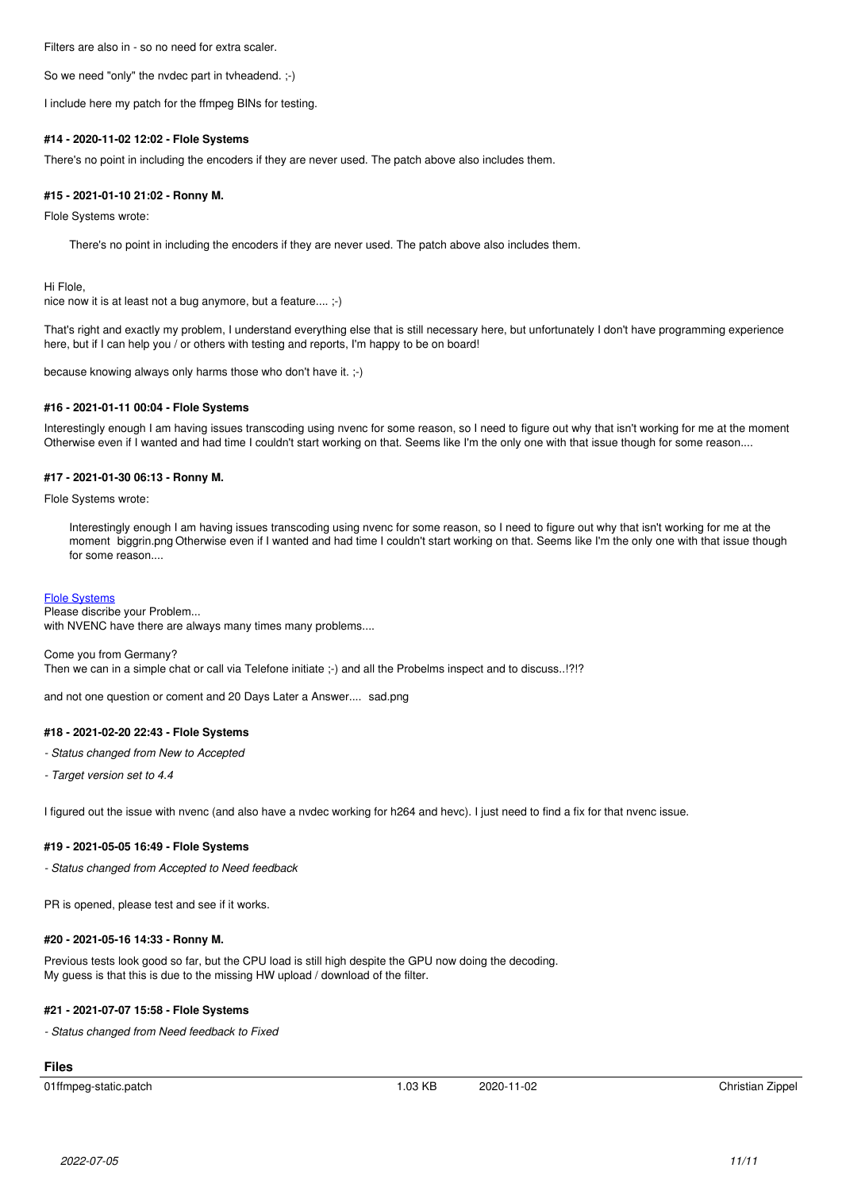Filters are also in - so no need for extra scaler.

So we need "only" the nvdec part in tvheadend. ;-)

I include here my patch for the ffmpeg BINs for testing.

#### #14 - 2020-11-02 12:02 - Flole Systems

There's no point in including the encoders if they are never used. The patch above also includes them.

#### #15 - 2021-01-10 21:02 - Ronny M.

Flole Systems wrote:

> There's no point in including the encoders if they are never used. The patch above also includes them.

Hi Flole,
nice now it is at least not a bug anymore, but a feature.... ;-)

That's right and exactly my problem, I understand everything else that is still necessary here, but unfortunately I don't have programming experience here, but if I can help you / or others with testing and reports, I'm happy to be on board!

because knowing always only harms those who don't have it. ;-)

#### #16 - 2021-01-11 00:04 - Flole Systems

Interestingly enough I am having issues transcoding using nvenc for some reason, so I need to figure out why that isn't working for me at the moment Otherwise even if I wanted and had time I couldn't start working on that. Seems like I'm the only one with that issue though for some reason....

#### #17 - 2021-01-30 06:13 - Ronny M.

Flole Systems wrote:

> Interestingly enough I am having issues transcoding using nvenc for some reason, so I need to figure out why that isn't working for me at the moment biggrin.png Otherwise even if I wanted and had time I couldn't start working on that. Seems like I'm the only one with that issue though for some reason....

Flole Systems
Please discribe your Problem...
with NVENC have there are always many times many problems....

Come you from Germany?
Then we can in a simple chat or call via Telefone initiate ;-) and all the Probelms inspect and to discuss..!?!?

and not one question or coment and 20 Days Later a Answer.... sad.png

#### #18 - 2021-02-20 22:43 - Flole Systems

- *Status changed from New to Accepted*
- *Target version set to 4.4*

I figured out the issue with nvenc (and also have a nvdec working for h264 and hevc). I just need to find a fix for that nvenc issue.

#### #19 - 2021-05-05 16:49 - Flole Systems

- *Status changed from Accepted to Need feedback*

PR is opened, please test and see if it works.

#### #20 - 2021-05-16 14:33 - Ronny M.

Previous tests look good so far, but the CPU load is still high despite the GPU now doing the decoding.
My guess is that this is due to the missing HW upload / download of the filter.

#### #21 - 2021-07-07 15:58 - Flole Systems

- *Status changed from Need feedback to Fixed*

### Files

| | | | |
|---|---|---|---|
| 01ffmpeg-static.patch | 1.03 KB | 2020-11-02 | Christian Zippel |